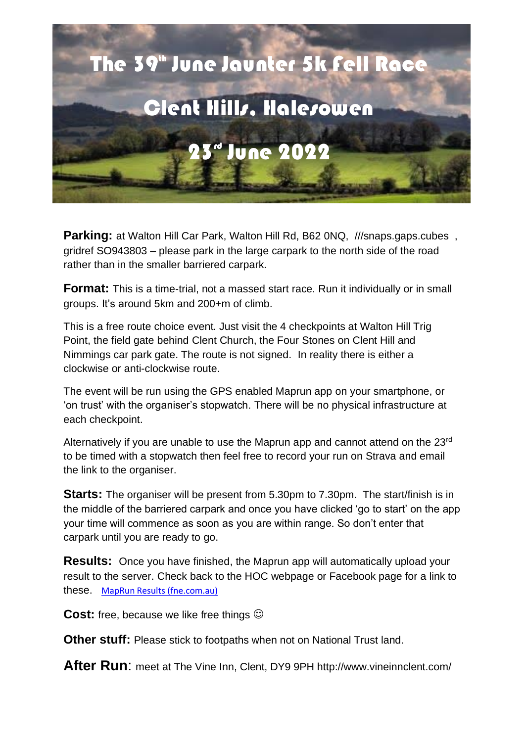# The 39th June Jaunter 5k Fell Race

# Clent Hills, Halesowen

# 23rd June 2022

**Parking:** at Walton Hill Car Park, Walton Hill Rd, B62 0NQ, ///snaps.gaps.cubes , gridref SO943803 – please park in the large carpark to the north side of the road rather than in the smaller barriered carpark.

**Format:** This is a time-trial, not a massed start race. Run it individually or in small groups. It's around 5km and 200+m of climb.

This is a free route choice event. Just visit the 4 checkpoints at Walton Hill Trig Point, the field gate behind Clent Church, the Four Stones on Clent Hill and Nimmings car park gate. The route is not signed. In reality there is either a clockwise or anti-clockwise route.

The event will be run using the GPS enabled Maprun app on your smartphone, or 'on trust' with the organiser's stopwatch. There will be no physical infrastructure at each checkpoint.

Alternatively if you are unable to use the Maprun app and cannot attend on the 23rd to be timed with a stopwatch then feel free to record your run on Strava and email the link to the organiser.

**Starts:** The organiser will be present from 5.30pm to 7.30pm. The start/finish is in the middle of the barriered carpark and once you have clicked 'go to start' on the app your time will commence as soon as you are within range. So don't enter that carpark until you are ready to go.

**Results:** Once you have finished, the Maprun app will automatically upload your result to the server. Check back to the HOC webpage or Facebook page for a link to these. MapRun Results (fne.com.au)

**Cost:** free, because we like free things ☺

**Other stuff:** Please stick to footpaths when not on National Trust land.

**After Run**: meet at The Vine Inn, Clent, DY9 9PH http://www.vineinnclent.com/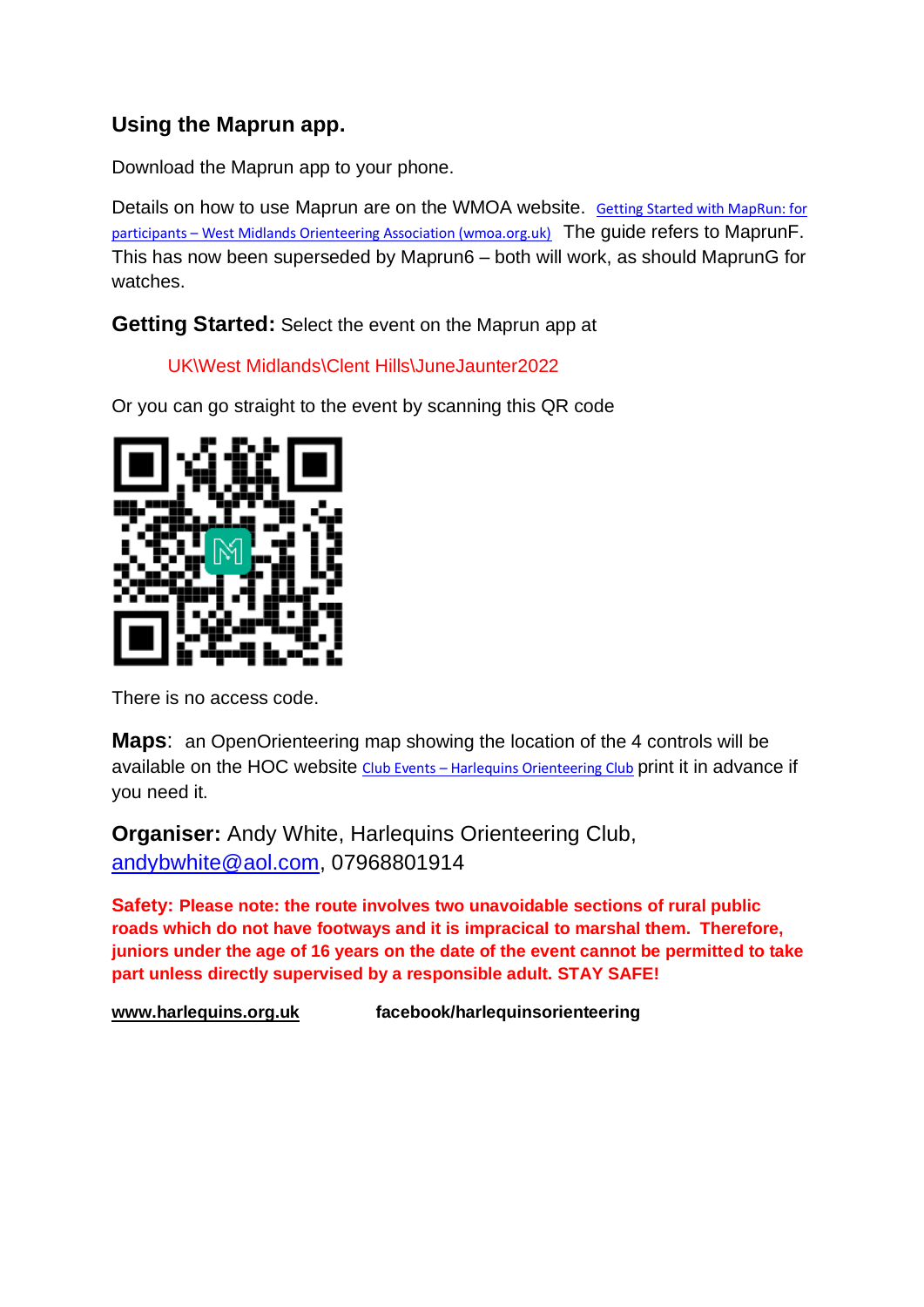## Using the Maprun app.

Download the Maprun app to your phone.

Details on how to use Maprun are on the WMOA website. [Getting Started with MapRun: for participants – West Midlands Orienteering Association (wmoa.org.uk)](#) The guide refers to MaprunF. This has now been superseded by Maprun6 – both will work, as should MaprunG for watches.

**Getting Started:** Select the event on the Maprun app at

UK\West Midlands\Clent Hills\JuneJaunter2022

Or you can go straight to the event by scanning this QR code

There is no access code.

**Maps**: an OpenOrienteering map showing the location of the 4 controls will be available on the HOC website [Club Events – Harlequins Orienteering Club](#) print it in advance if you need it.

**Organiser:** Andy White, Harlequins Orienteering Club, andybwhite@aol.com, 07968801914

**Safety: Please note: the route involves two unavoidable sections of rural public roads which do not have footways and it is impracical to marshal them. Therefore, juniors under the age of 16 years on the date of the event cannot be permitted to take part unless directly supervised by a responsible adult. STAY SAFE!**

**www.harlequins.org.uk** **facebook/harlequinsorienteering**